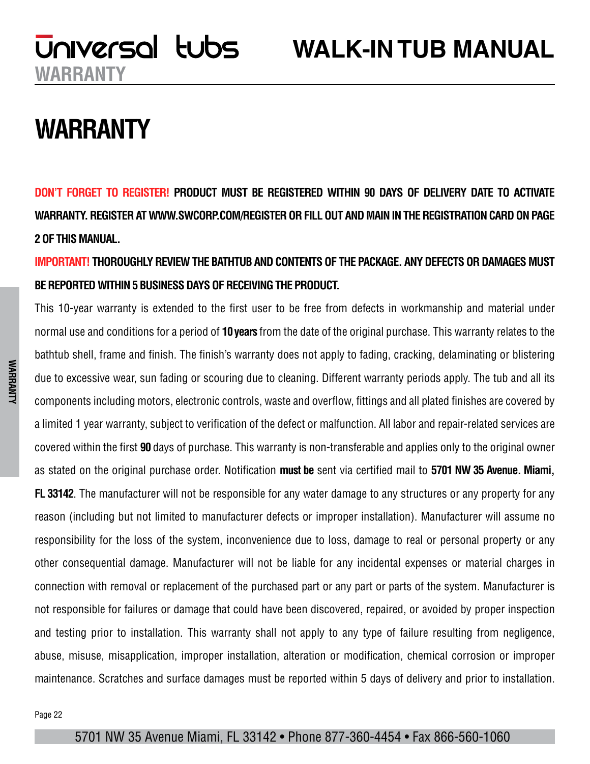# WARRANTY

**DON'T FORGET TO REGISTER! PRODUCT MUST BE REGISTERED WITHIN 90 DAYS OF DELIVERY DATE TO ACTIVATE WARRANTY. REGISTER AT WWW.SWCORP.COM/REGISTER OR FILL OUT AND MAIN IN THE REGISTRATION CARD ON PAGE 2 OF THIS MANUAL.**

**IMPORTANT! THOROUGHLY REVIEW THE BATHTUB AND CONTENTS OF THE PACKAGE. ANY DEFECTS OR DAMAGES MUST BE REPORTED WITHIN 5 BUSINESS DAYS OF RECEIVING THE PRODUCT.**

This 10-year warranty is extended to the first user to be free from defects in workmanship and material under normal use and conditions for a period of **10 years** from the date of the original purchase. This warranty relates to the bathtub shell, frame and finish. The finish's warranty does not apply to fading, cracking, delaminating or blistering due to excessive wear, sun fading or scouring due to cleaning. Different warranty periods apply. The tub and all its components including motors, electronic controls, waste and overflow, fittings and all plated finishes are covered by a limited 1 year warranty, subject to verification of the defect or malfunction. All labor and repair-related services are covered within the first **90** days of purchase. This warranty is non-transferable and applies only to the original owner as stated on the original purchase order. Notification **must be** sent via certified mail to **5701 NW 35 Avenue. Miami, FL 33142**. The manufacturer will not be responsible for any water damage to any structures or any property for any reason (including but not limited to manufacturer defects or improper installation). Manufacturer will assume no responsibility for the loss of the system, inconvenience due to loss, damage to real or personal property or any other consequential damage. Manufacturer will not be liable for any incidental expenses or material charges in connection with removal or replacement of the purchased part or any part or parts of the system. Manufacturer is not responsible for failures or damage that could have been discovered, repaired, or avoided by proper inspection and testing prior to installation. This warranty shall not apply to any type of failure resulting from negligence, abuse, misuse, misapplication, improper installation, alteration or modification, chemical corrosion or improper maintenance. Scratches and surface damages must be reported within 5 days of delivery and prior to installation.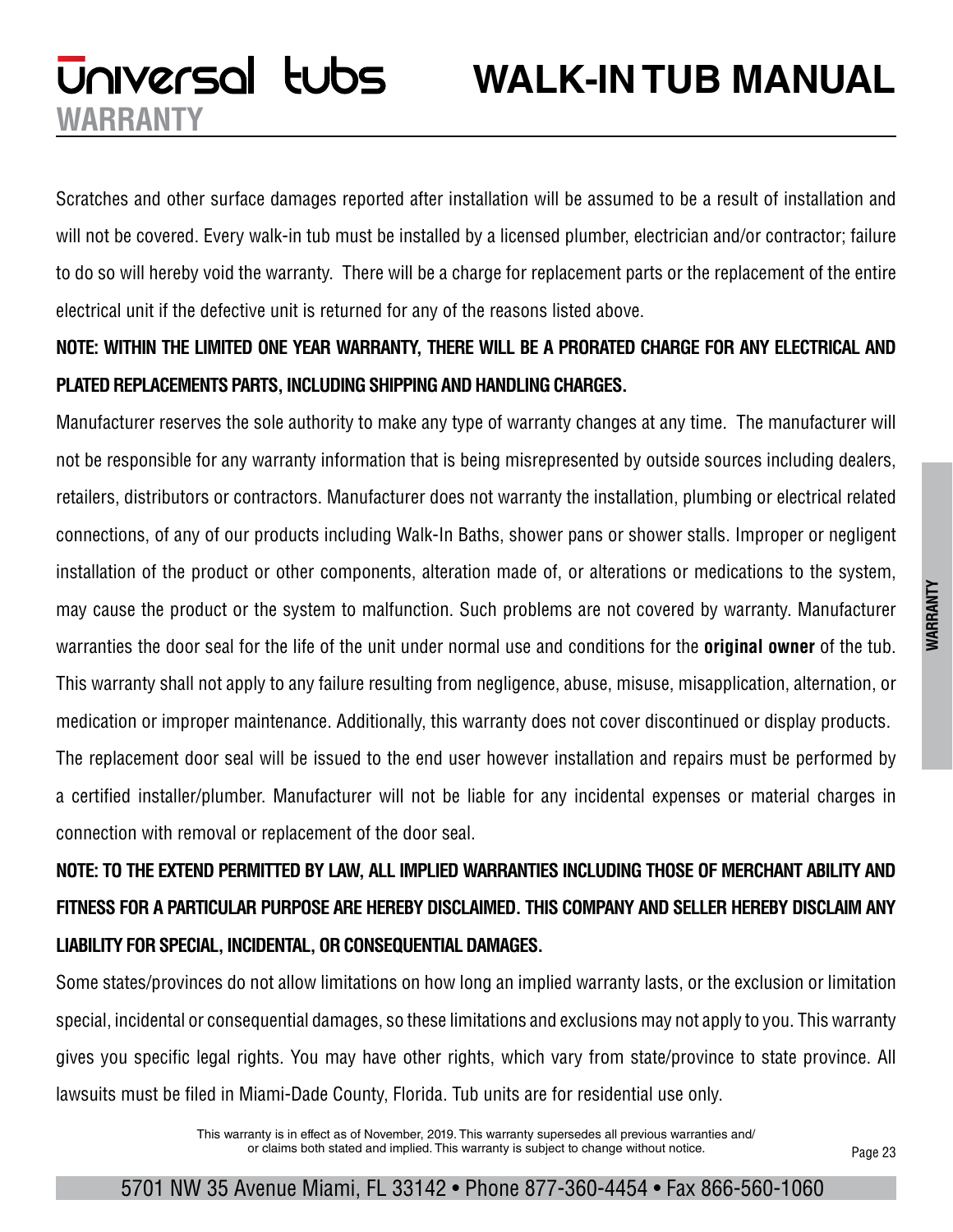## WARRANTY

Scratches and other surface damages reported after installation will be assumed to be a result of installation and will not be covered. Every walk-in tub must be installed by a licensed plumber, electrician and/or contractor; failure to do so will hereby void the warranty. There will be a charge for replacement parts or the replacement of the entire electrical unit if the defective unit is returned for any of the reasons listed above.

**NOTE: WITHIN THE LIMITED ONE YEAR WARRANTY, THERE WILL BE A PRORATED CHARGE FOR ANY ELECTRICAL AND PLATED REPLACEMENTS PARTS, INCLUDING SHIPPING AND HANDLING CHARGES.**

Manufacturer reserves the sole authority to make any type of warranty changes at any time. The manufacturer will not be responsible for any warranty information that is being misrepresented by outside sources including dealers, retailers, distributors or contractors. Manufacturer does not warranty the installation, plumbing or electrical related connections, of any of our products including Walk-In Baths, shower pans or shower stalls. Improper or negligent installation of the product or other components, alteration made of, or alterations or medications to the system, may cause the product or the system to malfunction. Such problems are not covered by warranty. Manufacturer warranties the door seal for the life of the unit under normal use and conditions for the **original owner** of the tub. This warranty shall not apply to any failure resulting from negligence, abuse, misuse, misapplication, alternation, or medication or improper maintenance. Additionally, this warranty does not cover discontinued or display products. The replacement door seal will be issued to the end user however installation and repairs must be performed by a certified installer/plumber. Manufacturer will not be liable for any incidental expenses or material charges in connection with removal or replacement of the door seal.

**NOTE: TO THE EXTEND PERMITTED BY LAW, ALL IMPLIED WARRANTIES INCLUDING THOSE OF MERCHANT ABILITY AND FITNESS FOR A PARTICULAR PURPOSE ARE HEREBY DISCLAIMED. THIS COMPANY AND SELLER HEREBY DISCLAIM ANY LIABILITY FOR SPECIAL, INCIDENTAL, OR CONSEQUENTIAL DAMAGES.**

Some states/provinces do not allow limitations on how long an implied warranty lasts, or the exclusion or limitation special, incidental or consequential damages, so these limitations and exclusions may not apply to you. This warranty gives you specific legal rights. You may have other rights, which vary from state/province to state province. All lawsuits must be filed in Miami-Dade County, Florida. Tub units are for residential use only.

This warranty is in effect as of November, 2019. This warranty supersedes all previous warranties and/or claims both stated and implied. This warranty is subject to change without notice.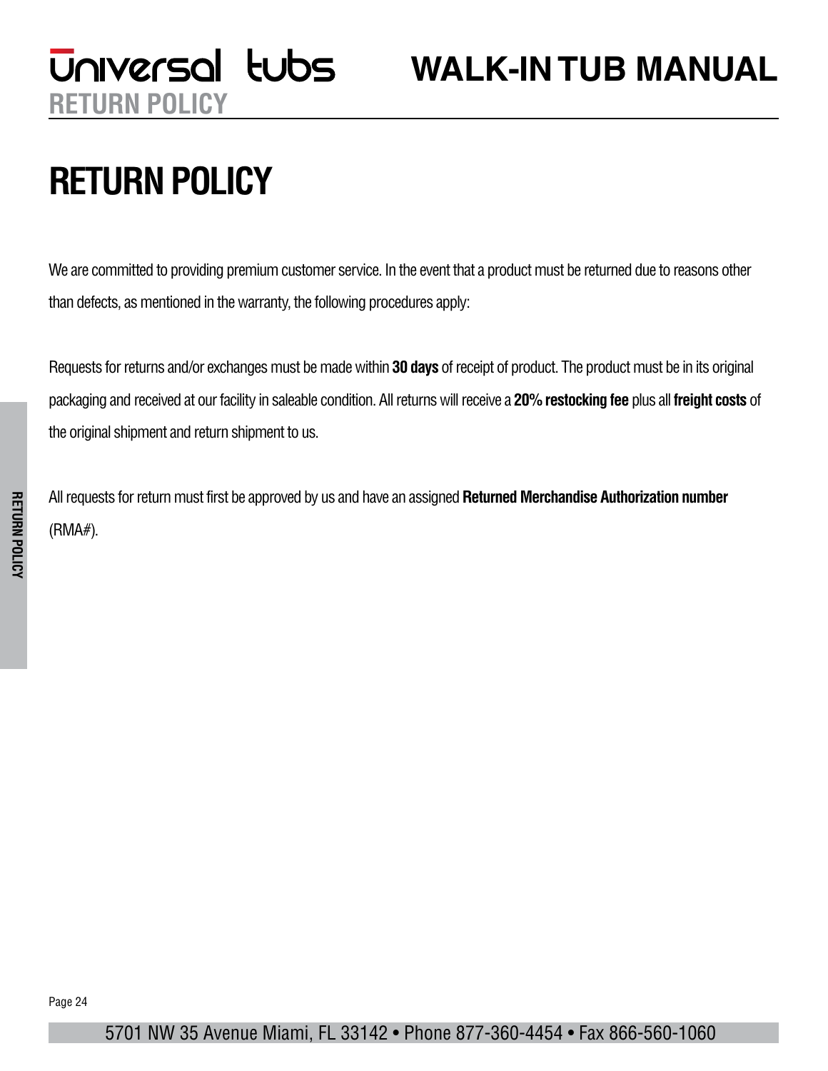# RETURN POLICY

We are committed to providing premium customer service. In the event that a product must be returned due to reasons other than defects, as mentioned in the warranty, the following procedures apply:

Requests for returns and/or exchanges must be made within **30 days** of receipt of product. The product must be in its original packaging and received at our facility in saleable condition. All returns will receive a **20% restocking fee** plus all **freight costs** of the original shipment and return shipment to us.

All requests for return must first be approved by us and have an assigned **Returned Merchandise Authorization number** (RMA#).